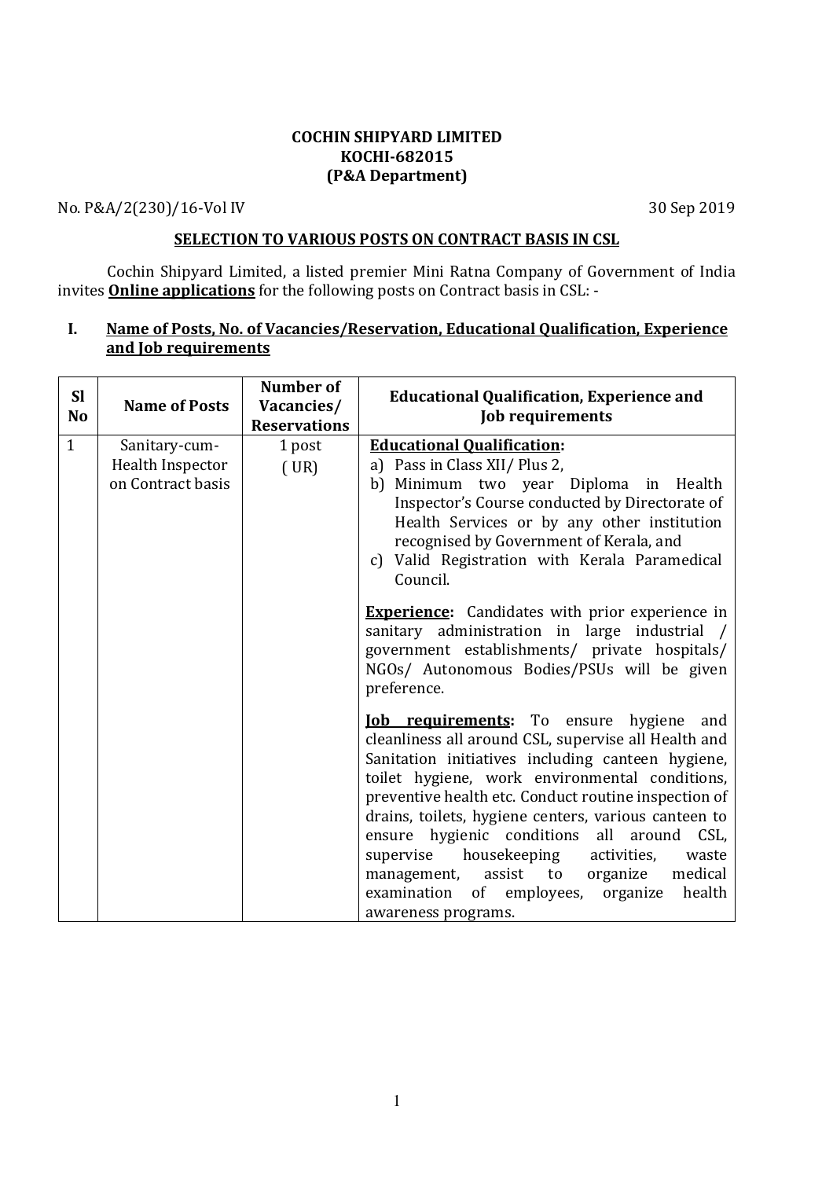**COCHIN SHIPYARD LIMITED**
**KOCHI-682015**
**(P&A Department)**

No. P&A/2(230)/16-Vol IV 30 Sep 2019

**SELECTION TO VARIOUS POSTS ON CONTRACT BASIS IN CSL**

Cochin Shipyard Limited, a listed premier Mini Ratna Company of Government of India invites **Online applications** for the following posts on Contract basis in CSL: -

## I. Name of Posts, No. of Vacancies/Reservation, Educational Qualification, Experience and Job requirements

| Sl No | Name of Posts | Number of Vacancies/ Reservations | Educational Qualification, Experience and Job requirements |
|---|---|---|---|
| 1 | Sanitary-cum-Health Inspector on Contract basis | 1 post ( UR) | **Educational Qualification:**<br>a) Pass in Class XII/ Plus 2,<br>b) Minimum two year Diploma in Health Inspector's Course conducted by Directorate of Health Services or by any other institution recognised by Government of Kerala, and<br>c) Valid Registration with Kerala Paramedical Council.<br><br>**Experience:** Candidates with prior experience in sanitary administration in large industrial / government establishments/ private hospitals/ NGOs/ Autonomous Bodies/PSUs will be given preference.<br><br>**Job requirements:** To ensure hygiene and cleanliness all around CSL, supervise all Health and Sanitation initiatives including canteen hygiene, toilet hygiene, work environmental conditions, preventive health etc. Conduct routine inspection of drains, toilets, hygiene centers, various canteen to ensure hygienic conditions all around CSL, supervise housekeeping activities, waste management, assist to organize medical examination of employees, organize health awareness programs. |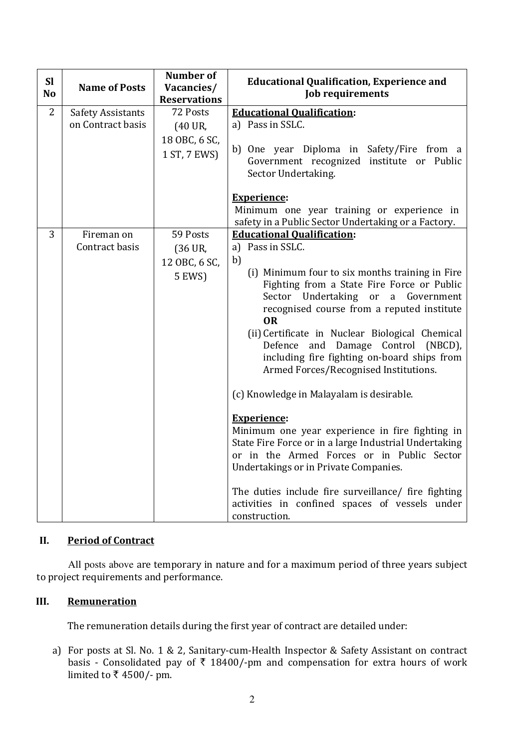| Sl No | Name of Posts | Number of Vacancies/ Reservations | Educational Qualification, Experience and Job requirements |
|---|---|---|---|
| 2 | Safety Assistants on Contract basis | 72 Posts (40 UR, 18 OBC, 6 SC, 1 ST, 7 EWS) | **Educational Qualification:**<br>a) Pass in SSLC.<br>b) One year Diploma in Safety/Fire from a Government recognized institute or Public Sector Undertaking.<br><br>**Experience:**<br>Minimum one year training or experience in safety in a Public Sector Undertaking or a Factory. |
| 3 | Fireman on Contract basis | 59 Posts (36 UR, 12 OBC, 6 SC, 5 EWS) | **Educational Qualification:**<br>a) Pass in SSLC.<br>b)<br>(i) Minimum four to six months training in Fire Fighting from a State Fire Force or Public Sector Undertaking or a Government recognised course from a reputed institute **OR**<br>(ii) Certificate in Nuclear Biological Chemical Defence and Damage Control (NBCD), including fire fighting on-board ships from Armed Forces/Recognised Institutions.<br><br>(c) Knowledge in Malayalam is desirable.<br><br>**Experience:**<br>Minimum one year experience in fire fighting in State Fire Force or in a large Industrial Undertaking or in the Armed Forces or in Public Sector Undertakings or in Private Companies.<br><br>The duties include fire surveillance/ fire fighting activities in confined spaces of vessels under construction. |

## II. Period of Contract

All posts above are temporary in nature and for a maximum period of three years subject to project requirements and performance.

## III. Remuneration

The remuneration details during the first year of contract are detailed under:

a) For posts at Sl. No. 1 & 2, Sanitary-cum-Health Inspector & Safety Assistant on contract basis - Consolidated pay of ₹ 18400/-pm and compensation for extra hours of work limited to ₹ 4500/- pm.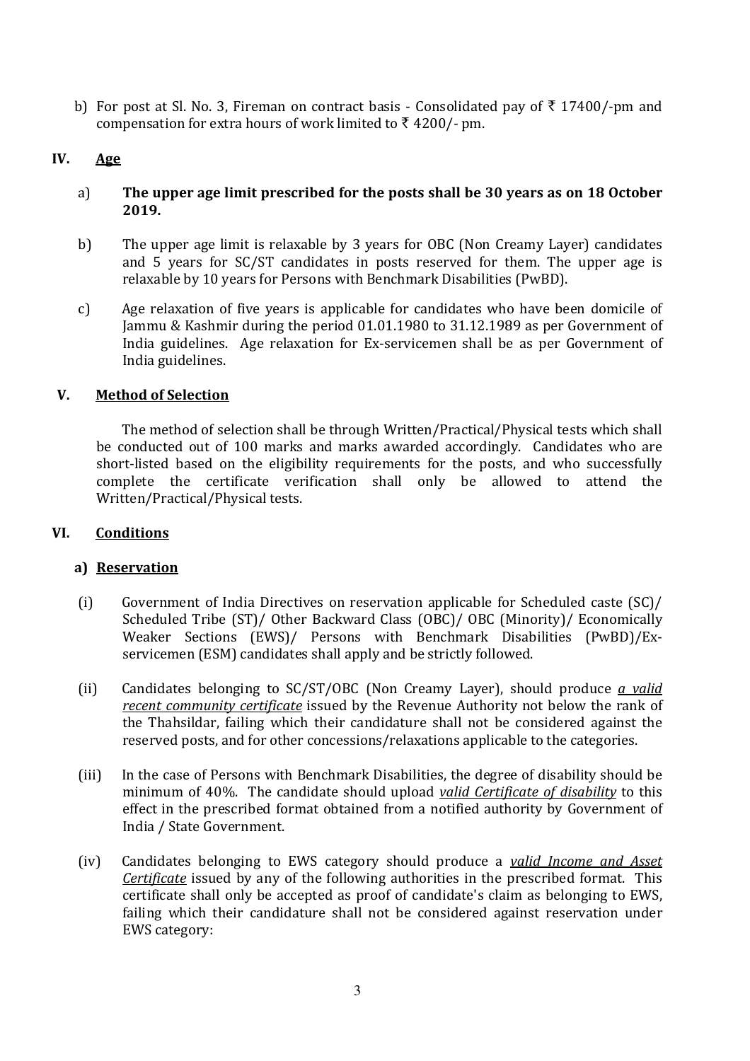b) For post at Sl. No. 3, Fireman on contract basis - Consolidated pay of ₹ 17400/-pm and compensation for extra hours of work limited to ₹ 4200/- pm.

## IV. Age

a) **The upper age limit prescribed for the posts shall be 30 years as on 18 October 2019.**

b) The upper age limit is relaxable by 3 years for OBC (Non Creamy Layer) candidates and 5 years for SC/ST candidates in posts reserved for them. The upper age is relaxable by 10 years for Persons with Benchmark Disabilities (PwBD).

c) Age relaxation of five years is applicable for candidates who have been domicile of Jammu & Kashmir during the period 01.01.1980 to 31.12.1989 as per Government of India guidelines. Age relaxation for Ex-servicemen shall be as per Government of India guidelines.

## V. Method of Selection

The method of selection shall be through Written/Practical/Physical tests which shall be conducted out of 100 marks and marks awarded accordingly. Candidates who are short-listed based on the eligibility requirements for the posts, and who successfully complete the certificate verification shall only be allowed to attend the Written/Practical/Physical tests.

## VI. Conditions

### a) Reservation

(i) Government of India Directives on reservation applicable for Scheduled caste (SC)/ Scheduled Tribe (ST)/ Other Backward Class (OBC)/ OBC (Minority)/ Economically Weaker Sections (EWS)/ Persons with Benchmark Disabilities (PwBD)/Ex-servicemen (ESM) candidates shall apply and be strictly followed.

(ii) Candidates belonging to SC/ST/OBC (Non Creamy Layer), should produce ***a valid recent community certificate*** issued by the Revenue Authority not below the rank of the Thahsildar, failing which their candidature shall not be considered against the reserved posts, and for other concessions/relaxations applicable to the categories.

(iii) In the case of Persons with Benchmark Disabilities, the degree of disability should be minimum of 40%. The candidate should upload ***valid Certificate of disability*** to this effect in the prescribed format obtained from a notified authority by Government of India / State Government.

(iv) Candidates belonging to EWS category should produce a ***valid Income and Asset Certificate*** issued by any of the following authorities in the prescribed format. This certificate shall only be accepted as proof of candidate's claim as belonging to EWS, failing which their candidature shall not be considered against reservation under EWS category: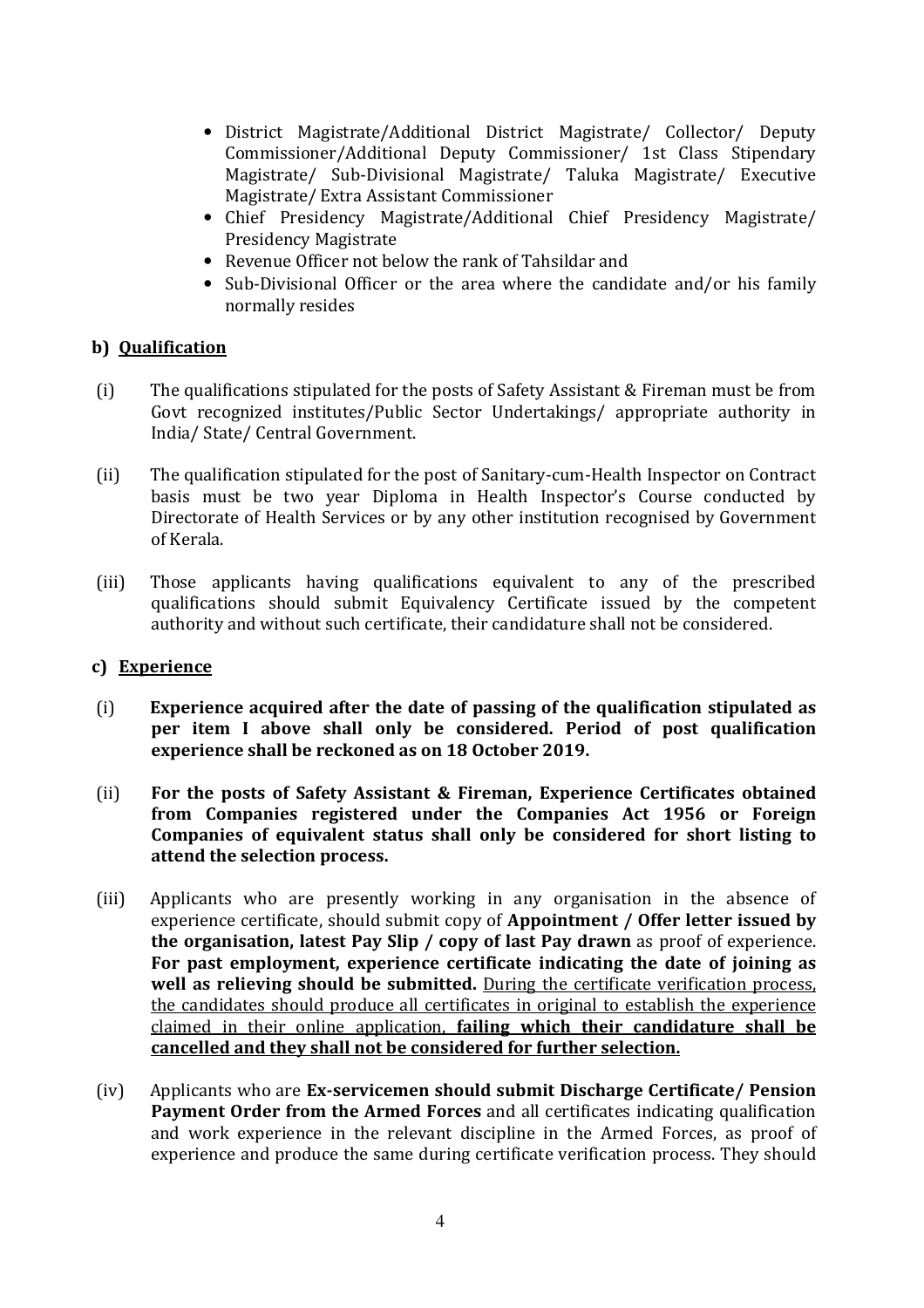- District Magistrate/Additional District Magistrate/ Collector/ Deputy Commissioner/Additional Deputy Commissioner/ 1st Class Stipendary Magistrate/ Sub-Divisional Magistrate/ Taluka Magistrate/ Executive Magistrate/ Extra Assistant Commissioner
- Chief Presidency Magistrate/Additional Chief Presidency Magistrate/ Presidency Magistrate
- Revenue Officer not below the rank of Tahsildar and
- Sub-Divisional Officer or the area where the candidate and/or his family normally resides

**b) <u>Qualification</u>**

(i) The qualifications stipulated for the posts of Safety Assistant & Fireman must be from Govt recognized institutes/Public Sector Undertakings/ appropriate authority in India/ State/ Central Government.

(ii) The qualification stipulated for the post of Sanitary-cum-Health Inspector on Contract basis must be two year Diploma in Health Inspector's Course conducted by Directorate of Health Services or by any other institution recognised by Government of Kerala.

(iii) Those applicants having qualifications equivalent to any of the prescribed qualifications should submit Equivalency Certificate issued by the competent authority and without such certificate, their candidature shall not be considered.

**c) <u>Experience</u>**

(i) **Experience acquired after the date of passing of the qualification stipulated as per item I above shall only be considered. Period of post qualification experience shall be reckoned as on 18 October 2019.**

(ii) **For the posts of Safety Assistant & Fireman, Experience Certificates obtained from Companies registered under the Companies Act 1956 or Foreign Companies of equivalent status shall only be considered for short listing to attend the selection process.**

(iii) Applicants who are presently working in any organisation in the absence of experience certificate, should submit copy of **Appointment / Offer letter issued by the organisation, latest Pay Slip / copy of last Pay drawn** as proof of experience. **For past employment, experience certificate indicating the date of joining as well as relieving should be submitted.** <u>During the certificate verification process, the candidates should produce all certificates in original to establish the experience claimed in their online application,</u> **<u>failing which their candidature shall be cancelled and they shall not be considered for further selection.</u>**

(iv) Applicants who are **Ex-servicemen should submit Discharge Certificate/ Pension Payment Order from the Armed Forces** and all certificates indicating qualification and work experience in the relevant discipline in the Armed Forces, as proof of experience and produce the same during certificate verification process. They should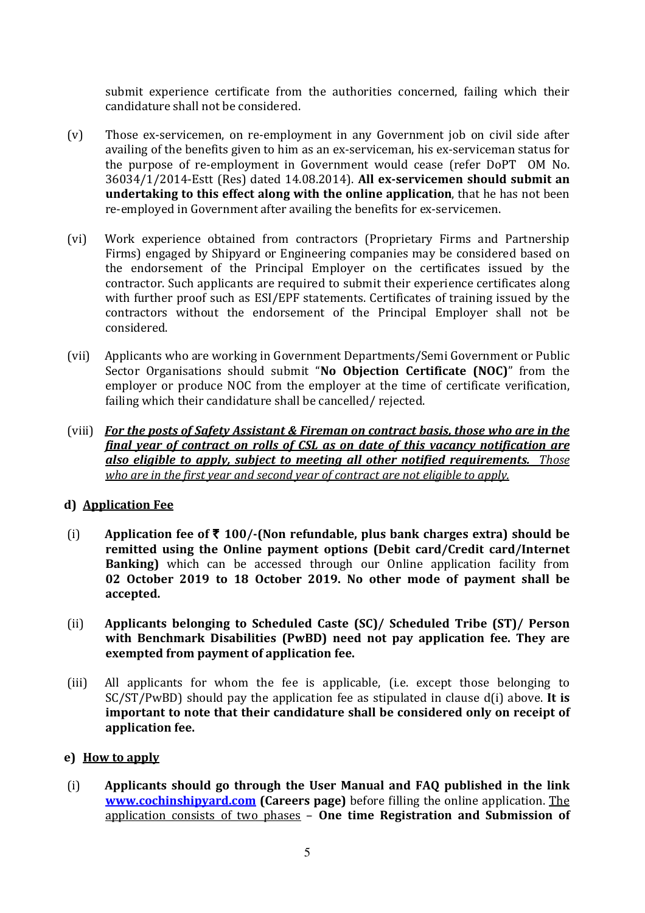submit experience certificate from the authorities concerned, failing which their candidature shall not be considered.

(v) Those ex-servicemen, on re-employment in any Government job on civil side after availing of the benefits given to him as an ex-serviceman, his ex-serviceman status for the purpose of re-employment in Government would cease (refer DoPT OM No. 36034/1/2014-Estt (Res) dated 14.08.2014). **All ex-servicemen should submit an undertaking to this effect along with the online application**, that he has not been re-employed in Government after availing the benefits for ex-servicemen.

(vi) Work experience obtained from contractors (Proprietary Firms and Partnership Firms) engaged by Shipyard or Engineering companies may be considered based on the endorsement of the Principal Employer on the certificates issued by the contractor. Such applicants are required to submit their experience certificates along with further proof such as ESI/EPF statements. Certificates of training issued by the contractors without the endorsement of the Principal Employer shall not be considered.

(vii) Applicants who are working in Government Departments/Semi Government or Public Sector Organisations should submit "**No Objection Certificate (NOC)**" from the employer or produce NOC from the employer at the time of certificate verification, failing which their candidature shall be cancelled/ rejected.

(viii) ***For the posts of Safety Assistant & Fireman on contract basis, those who are in the final year of contract on rolls of CSL as on date of this vacancy notification are also eligible to apply, subject to meeting all other notified requirements.*** *Those who are in the first year and second year of contract are not eligible to apply.*

**d) Application Fee**

(i) **Application fee of ₹ 100/-(Non refundable, plus bank charges extra) should be remitted using the Online payment options (Debit card/Credit card/Internet Banking)** which can be accessed through our Online application facility from **02 October 2019 to 18 October 2019. No other mode of payment shall be accepted.**

(ii) **Applicants belonging to Scheduled Caste (SC)/ Scheduled Tribe (ST)/ Person with Benchmark Disabilities (PwBD) need not pay application fee. They are exempted from payment of application fee.**

(iii) All applicants for whom the fee is applicable, (i.e. except those belonging to SC/ST/PwBD) should pay the application fee as stipulated in clause d(i) above. **It is important to note that their candidature shall be considered only on receipt of application fee.**

**e) How to apply**

(i) **Applicants should go through the User Manual and FAQ published in the link [www.cochinshipyard.com](http://www.cochinshipyard.com) (Careers page)** before filling the online application. The application consists of two phases – **One time Registration and Submission of**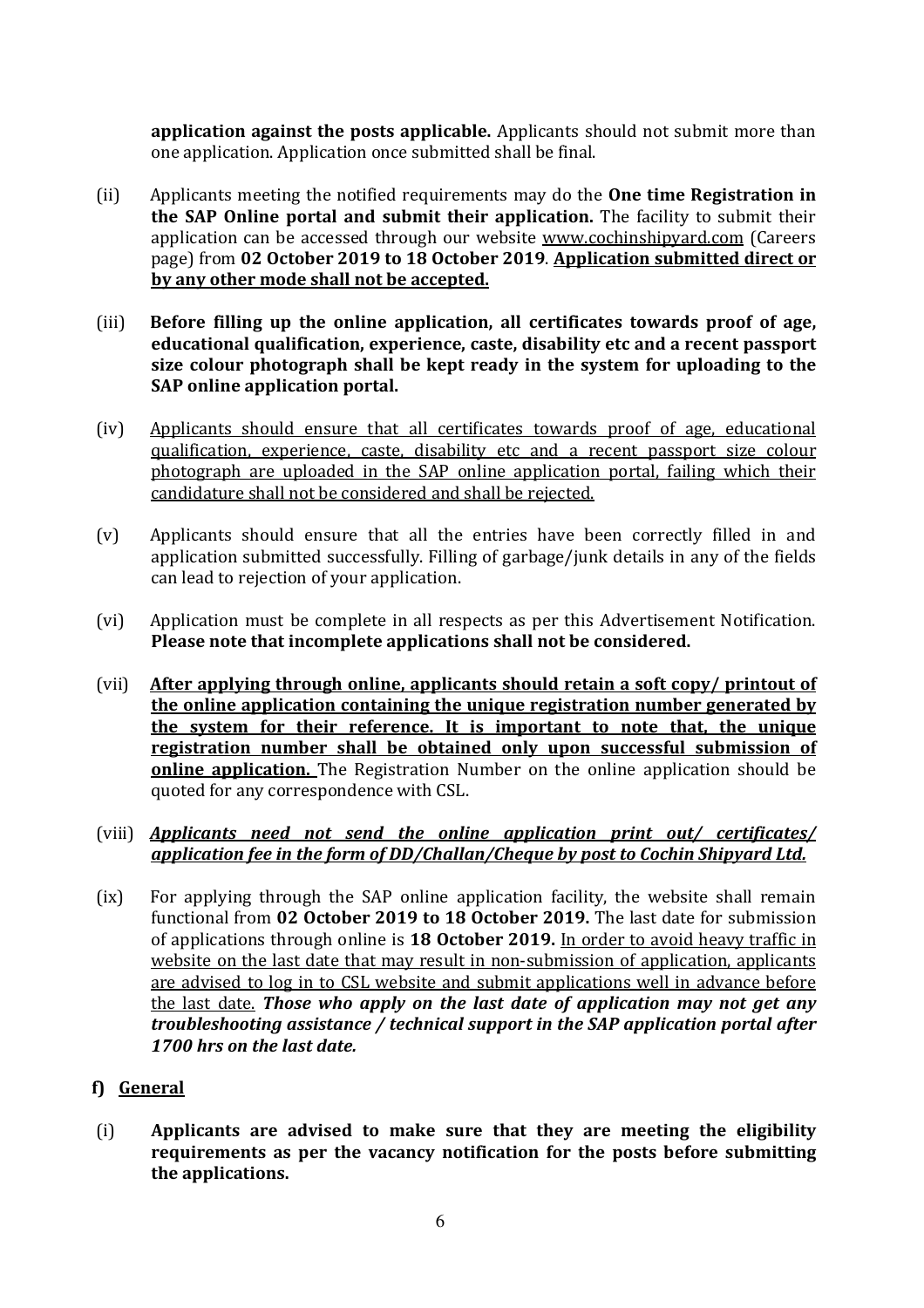**application against the posts applicable.** Applicants should not submit more than one application. Application once submitted shall be final.

(ii) Applicants meeting the notified requirements may do the **One time Registration in the SAP Online portal and submit their application.** The facility to submit their application can be accessed through our website www.cochinshipyard.com (Careers page) from **02 October 2019 to 18 October 2019**. **Application submitted direct or by any other mode shall not be accepted.**

(iii) **Before filling up the online application, all certificates towards proof of age, educational qualification, experience, caste, disability etc and a recent passport size colour photograph shall be kept ready in the system for uploading to the SAP online application portal.**

(iv) Applicants should ensure that all certificates towards proof of age, educational qualification, experience, caste, disability etc and a recent passport size colour photograph are uploaded in the SAP online application portal, failing which their candidature shall not be considered and shall be rejected.

(v) Applicants should ensure that all the entries have been correctly filled in and application submitted successfully. Filling of garbage/junk details in any of the fields can lead to rejection of your application.

(vi) Application must be complete in all respects as per this Advertisement Notification. **Please note that incomplete applications shall not be considered.**

(vii) **After applying through online, applicants should retain a soft copy/ printout of the online application containing the unique registration number generated by the system for their reference. It is important to note that, the unique registration number shall be obtained only upon successful submission of online application.** The Registration Number on the online application should be quoted for any correspondence with CSL.

(viii) ***Applicants need not send the online application print out/ certificates/ application fee in the form of DD/Challan/Cheque by post to Cochin Shipyard Ltd.***

(ix) For applying through the SAP online application facility, the website shall remain functional from **02 October 2019 to 18 October 2019.** The last date for submission of applications through online is **18 October 2019.** In order to avoid heavy traffic in website on the last date that may result in non-submission of application, applicants are advised to log in to CSL website and submit applications well in advance before the last date. ***Those who apply on the last date of application may not get any troubleshooting assistance / technical support in the SAP application portal after 1700 hrs on the last date.***

**f) General**

(i) **Applicants are advised to make sure that they are meeting the eligibility requirements as per the vacancy notification for the posts before submitting the applications.**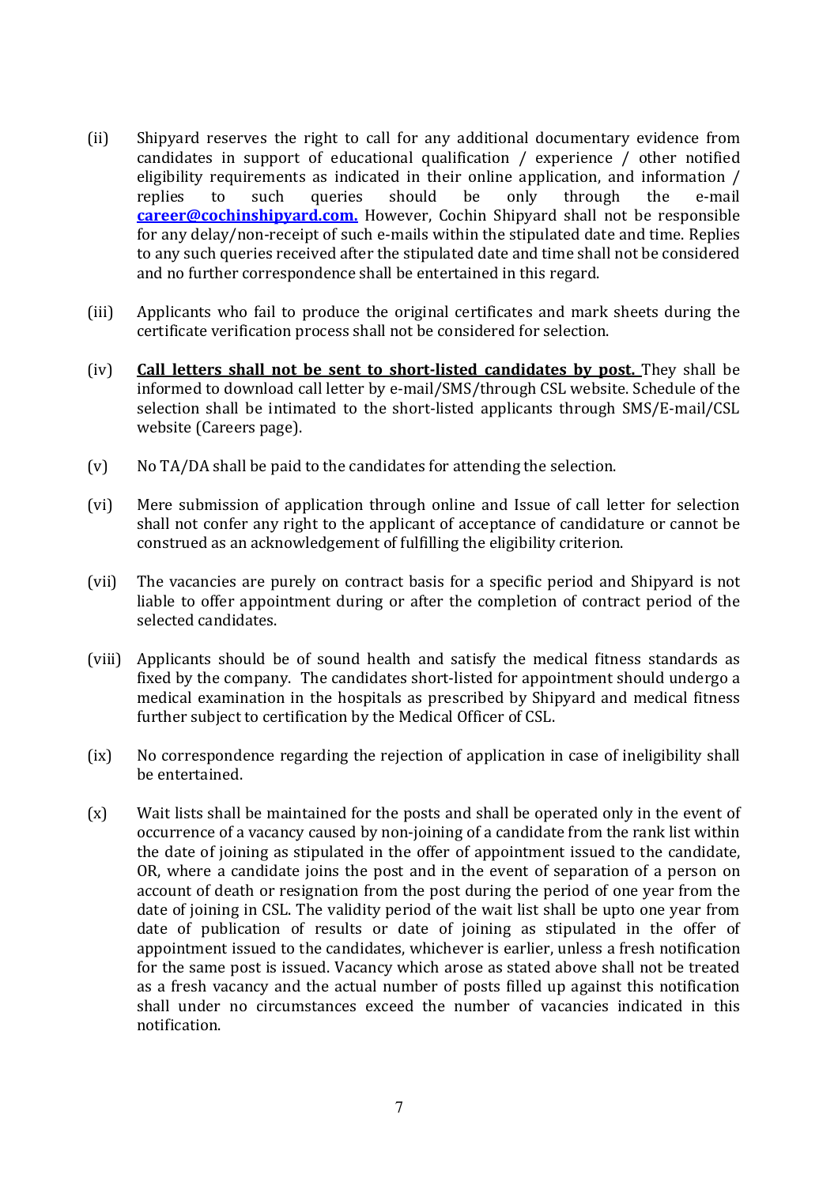(ii) Shipyard reserves the right to call for any additional documentary evidence from candidates in support of educational qualification / experience / other notified eligibility requirements as indicated in their online application, and information / replies to such queries should be only through the e-mail **career@cochinshipyard.com.** However, Cochin Shipyard shall not be responsible for any delay/non-receipt of such e-mails within the stipulated date and time. Replies to any such queries received after the stipulated date and time shall not be considered and no further correspondence shall be entertained in this regard.

(iii) Applicants who fail to produce the original certificates and mark sheets during the certificate verification process shall not be considered for selection.

(iv) **Call letters shall not be sent to short-listed candidates by post.** They shall be informed to download call letter by e-mail/SMS/through CSL website. Schedule of the selection shall be intimated to the short-listed applicants through SMS/E-mail/CSL website (Careers page).

(v) No TA/DA shall be paid to the candidates for attending the selection.

(vi) Mere submission of application through online and Issue of call letter for selection shall not confer any right to the applicant of acceptance of candidature or cannot be construed as an acknowledgement of fulfilling the eligibility criterion.

(vii) The vacancies are purely on contract basis for a specific period and Shipyard is not liable to offer appointment during or after the completion of contract period of the selected candidates.

(viii) Applicants should be of sound health and satisfy the medical fitness standards as fixed by the company. The candidates short-listed for appointment should undergo a medical examination in the hospitals as prescribed by Shipyard and medical fitness further subject to certification by the Medical Officer of CSL.

(ix) No correspondence regarding the rejection of application in case of ineligibility shall be entertained.

(x) Wait lists shall be maintained for the posts and shall be operated only in the event of occurrence of a vacancy caused by non-joining of a candidate from the rank list within the date of joining as stipulated in the offer of appointment issued to the candidate, OR, where a candidate joins the post and in the event of separation of a person on account of death or resignation from the post during the period of one year from the date of joining in CSL. The validity period of the wait list shall be upto one year from date of publication of results or date of joining as stipulated in the offer of appointment issued to the candidates, whichever is earlier, unless a fresh notification for the same post is issued. Vacancy which arose as stated above shall not be treated as a fresh vacancy and the actual number of posts filled up against this notification shall under no circumstances exceed the number of vacancies indicated in this notification.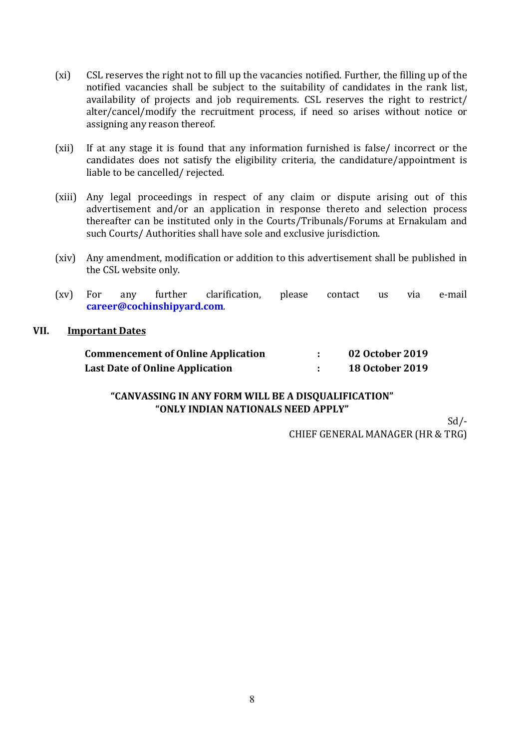(xi) CSL reserves the right not to fill up the vacancies notified. Further, the filling up of the notified vacancies shall be subject to the suitability of candidates in the rank list, availability of projects and job requirements. CSL reserves the right to restrict/ alter/cancel/modify the recruitment process, if need so arises without notice or assigning any reason thereof.

(xii) If at any stage it is found that any information furnished is false/ incorrect or the candidates does not satisfy the eligibility criteria, the candidature/appointment is liable to be cancelled/ rejected.

(xiii) Any legal proceedings in respect of any claim or dispute arising out of this advertisement and/or an application in response thereto and selection process thereafter can be instituted only in the Courts/Tribunals/Forums at Ernakulam and such Courts/ Authorities shall have sole and exclusive jurisdiction.

(xiv) Any amendment, modification or addition to this advertisement shall be published in the CSL website only.

(xv) For any further clarification, please contact us via e-mail **career@cochinshipyard.com**.

## VII. <u>Important Dates</u>

| | | |
|---|---|---|
| **Commencement of Online Application** | **:** | **02 October 2019** |
| **Last Date of Online Application** | **:** | **18 October 2019** |

**"CANVASSING IN ANY FORM WILL BE A DISQUALIFICATION"**
**"ONLY INDIAN NATIONALS NEED APPLY"**

Sd/-
CHIEF GENERAL MANAGER (HR & TRG)